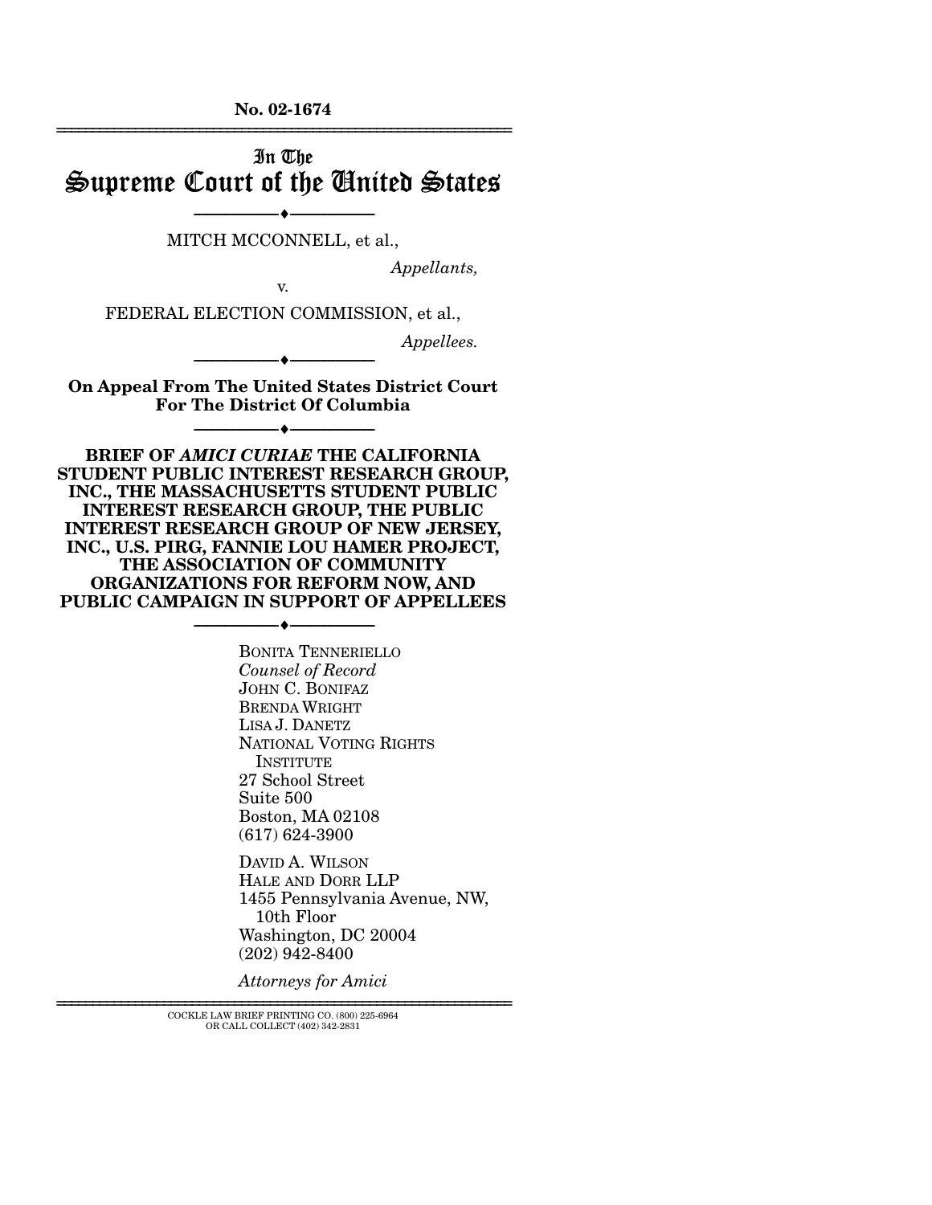**No. 02-1674**

---

# In The Supreme Court of the United States

---

MITCH MCCONNELL, et al.,

*Appellants,*

v.

FEDERAL ELECTION COMMISSION, et al.,

*Appellees.*

---

**On Appeal From The United States District Court For The District Of Columbia**

---

**BRIEF OF *AMICI CURIAE* THE CALIFORNIA STUDENT PUBLIC INTEREST RESEARCH GROUP, INC., THE MASSACHUSETTS STUDENT PUBLIC INTEREST RESEARCH GROUP, THE PUBLIC INTEREST RESEARCH GROUP OF NEW JERSEY, INC., U.S. PIRG, FANNIE LOU HAMER PROJECT, THE ASSOCIATION OF COMMUNITY ORGANIZATIONS FOR REFORM NOW, AND PUBLIC CAMPAIGN IN SUPPORT OF APPELLEES**

---

BONITA TENNERIELLO
*Counsel of Record*
JOHN C. BONIFAZ
BRENDA WRIGHT
LISA J. DANETZ
NATIONAL VOTING RIGHTS INSTITUTE
27 School Street
Suite 500
Boston, MA 02108
(617) 624-3900

DAVID A. WILSON
HALE AND DORR LLP
1455 Pennsylvania Avenue, NW,
10th Floor
Washington, DC 20004
(202) 942-8400

*Attorneys for Amici*

---

COCKLE LAW BRIEF PRINTING CO. (800) 225-6964
OR CALL COLLECT (402) 342-2831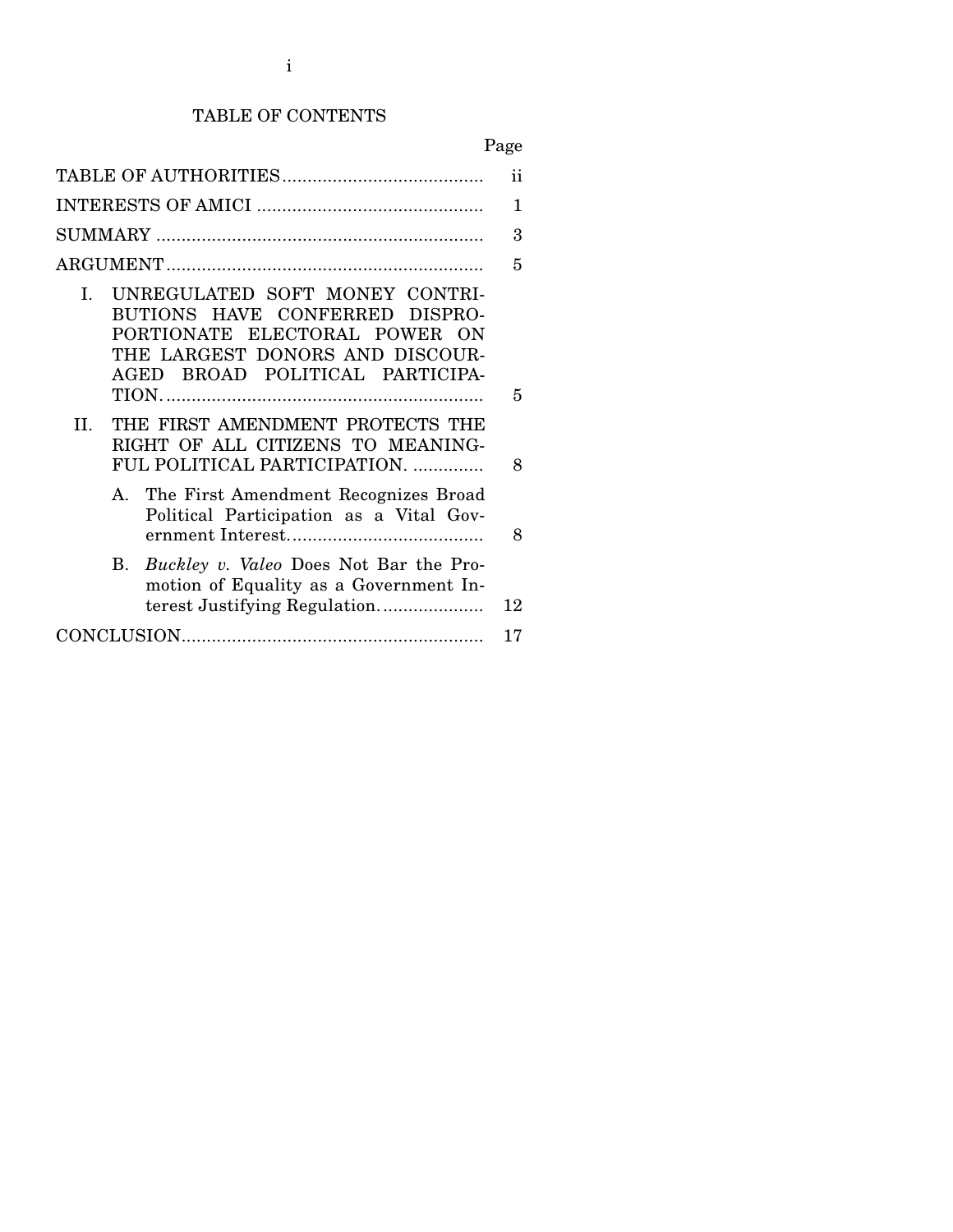# TABLE OF CONTENTS

| | Page |
|---|---|
| TABLE OF AUTHORITIES | ii |
| INTERESTS OF AMICI | 1 |
| SUMMARY | 3 |
| ARGUMENT | 5 |
| I. UNREGULATED SOFT MONEY CONTRIBUTIONS HAVE CONFERRED DISPROPORTIONATE ELECTORAL POWER ON THE LARGEST DONORS AND DISCOURAGED BROAD POLITICAL PARTICIPATION. | 5 |
| II. THE FIRST AMENDMENT PROTECTS THE RIGHT OF ALL CITIZENS TO MEANINGFUL POLITICAL PARTICIPATION. | 8 |
| A. The First Amendment Recognizes Broad Political Participation as a Vital Government Interest. | 8 |
| B. *Buckley v. Valeo* Does Not Bar the Promotion of Equality as a Government Interest Justifying Regulation. | 12 |
| CONCLUSION | 17 |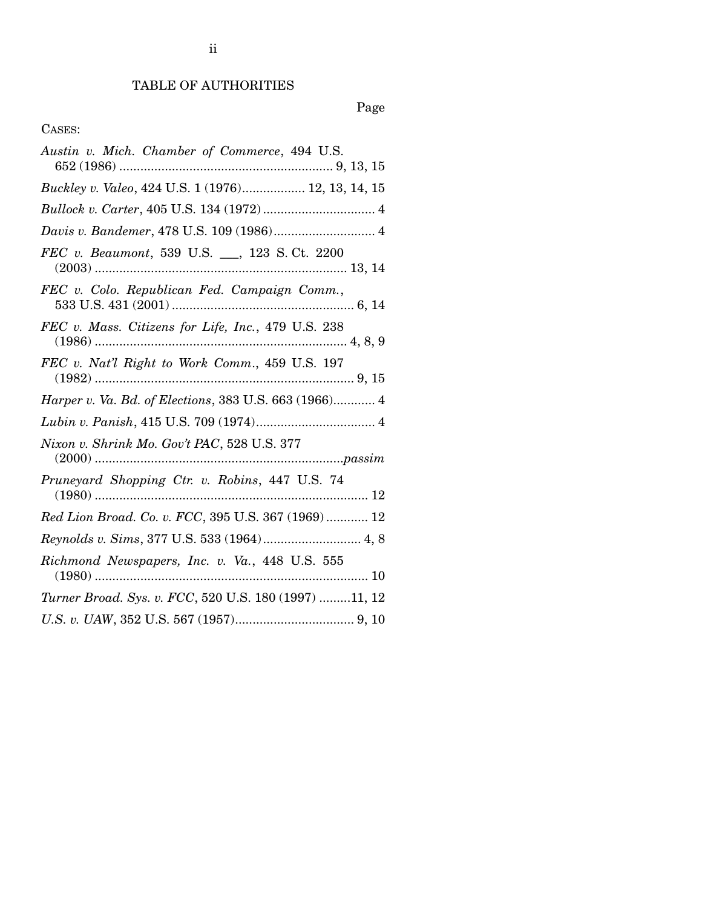## TABLE OF AUTHORITIES

Page

CASES:

*Austin v. Mich. Chamber of Commerce*, 494 U.S. 652 (1986) .......... 9, 13, 15

*Buckley v. Valeo*, 424 U.S. 1 (1976).......... 12, 13, 14, 15

*Bullock v. Carter*, 405 U.S. 134 (1972) .......... 4

*Davis v. Bandemer*, 478 U.S. 109 (1986).......... 4

*FEC v. Beaumont*, 539 U.S. ___, 123 S. Ct. 2200 (2003) .......... 13, 14

*FEC v. Colo. Republican Fed. Campaign Comm.*, 533 U.S. 431 (2001) .......... 6, 14

*FEC v. Mass. Citizens for Life, Inc.*, 479 U.S. 238 (1986) .......... 4, 8, 9

*FEC v. Nat'l Right to Work Comm.*, 459 U.S. 197 (1982) .......... 9, 15

*Harper v. Va. Bd. of Elections*, 383 U.S. 663 (1966).......... 4

*Lubin v. Panish*, 415 U.S. 709 (1974).......... 4

*Nixon v. Shrink Mo. Gov't PAC*, 528 U.S. 377 (2000) .......... *passim*

*Pruneyard Shopping Ctr. v. Robins*, 447 U.S. 74 (1980) .......... 12

*Red Lion Broad. Co. v. FCC*, 395 U.S. 367 (1969) .......... 12

*Reynolds v. Sims*, 377 U.S. 533 (1964).......... 4, 8

*Richmond Newspapers, Inc. v. Va.*, 448 U.S. 555 (1980) .......... 10

*Turner Broad. Sys. v. FCC*, 520 U.S. 180 (1997) .......... 11, 12

*U.S. v. UAW*, 352 U.S. 567 (1957).......... 9, 10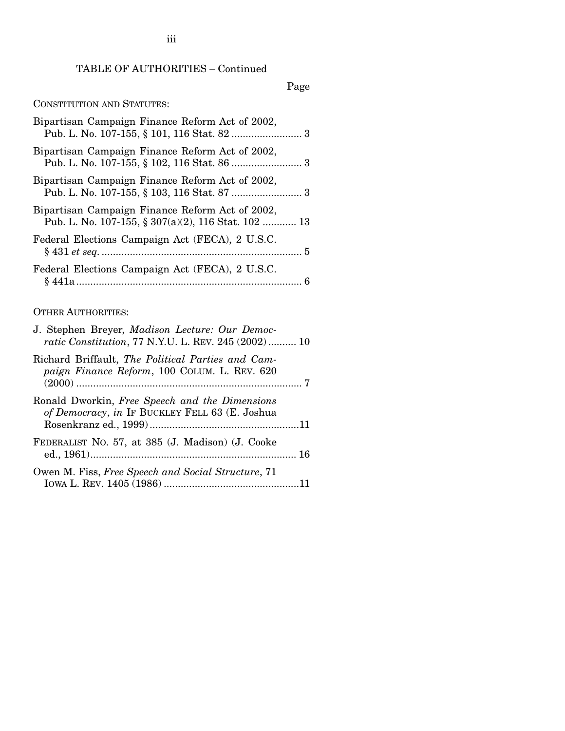TABLE OF AUTHORITIES – Continued

Page

CONSTITUTION AND STATUTES:

Bipartisan Campaign Finance Reform Act of 2002, Pub. L. No. 107-155, § 101, 116 Stat. 82 ......................... 3

Bipartisan Campaign Finance Reform Act of 2002, Pub. L. No. 107-155, § 102, 116 Stat. 86 ......................... 3

Bipartisan Campaign Finance Reform Act of 2002, Pub. L. No. 107-155, § 103, 116 Stat. 87 ......................... 3

Bipartisan Campaign Finance Reform Act of 2002, Pub. L. No. 107-155, § 307(a)(2), 116 Stat. 102 ............ 13

Federal Elections Campaign Act (FECA), 2 U.S.C. § 431 *et seq.* ........................................................................ 5

Federal Elections Campaign Act (FECA), 2 U.S.C. § 441a ................................................................................. 6

OTHER AUTHORITIES:

J. Stephen Breyer, *Madison Lecture: Our Democratic Constitution*, 77 N.Y.U. L. REV. 245 (2002) .......... 10

Richard Briffault, *The Political Parties and Campaign Finance Reform*, 100 COLUM. L. REV. 620 (2000) ................................................................................. 7

Ronald Dworkin, *Free Speech and the Dimensions of Democracy*, *in* IF BUCKLEY FELL 63 (E. Joshua Rosenkranz ed., 1999) ......................................................11

FEDERALIST NO. 57, at 385 (J. Madison) (J. Cooke ed., 1961) ......................................................................... 16

Owen M. Fiss, *Free Speech and Social Structure*, 71 IOWA L. REV. 1405 (1986) ................................................11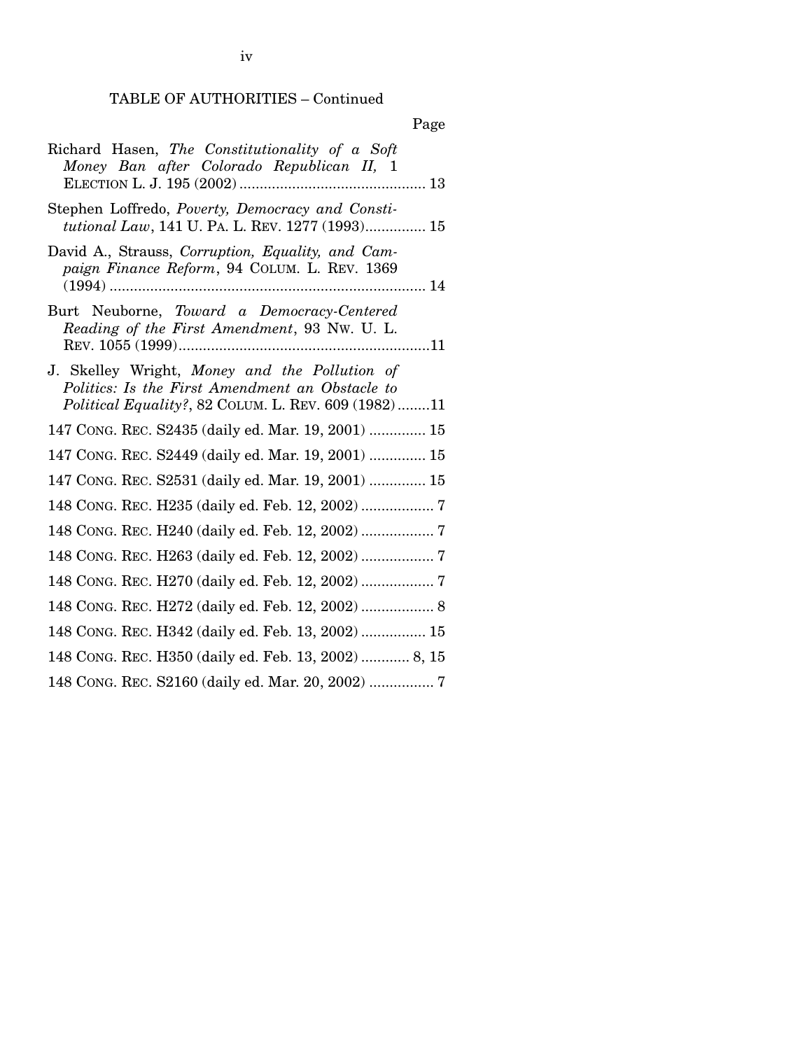TABLE OF AUTHORITIES – Continued

| | Page |
|---|---|
| Richard Hasen, *The Constitutionality of a Soft Money Ban after Colorado Republican II,* 1 ELECTION L. J. 195 (2002) | 13 |
| Stephen Loffredo, *Poverty, Democracy and Constitutional Law*, 141 U. PA. L. REV. 1277 (1993) | 15 |
| David A., Strauss, *Corruption, Equality, and Campaign Finance Reform*, 94 COLUM. L. REV. 1369 (1994) | 14 |
| Burt Neuborne, *Toward a Democracy-Centered Reading of the First Amendment*, 93 NW. U. L. REV. 1055 (1999) | 11 |
| J. Skelley Wright, *Money and the Pollution of Politics: Is the First Amendment an Obstacle to Political Equality?*, 82 COLUM. L. REV. 609 (1982) | 11 |
| 147 CONG. REC. S2435 (daily ed. Mar. 19, 2001) | 15 |
| 147 CONG. REC. S2449 (daily ed. Mar. 19, 2001) | 15 |
| 147 CONG. REC. S2531 (daily ed. Mar. 19, 2001) | 15 |
| 148 CONG. REC. H235 (daily ed. Feb. 12, 2002) | 7 |
| 148 CONG. REC. H240 (daily ed. Feb. 12, 2002) | 7 |
| 148 CONG. REC. H263 (daily ed. Feb. 12, 2002) | 7 |
| 148 CONG. REC. H270 (daily ed. Feb. 12, 2002) | 7 |
| 148 CONG. REC. H272 (daily ed. Feb. 12, 2002) | 8 |
| 148 CONG. REC. H342 (daily ed. Feb. 13, 2002) | 15 |
| 148 CONG. REC. H350 (daily ed. Feb. 13, 2002) | 8, 15 |
| 148 CONG. REC. S2160 (daily ed. Mar. 20, 2002) | 7 |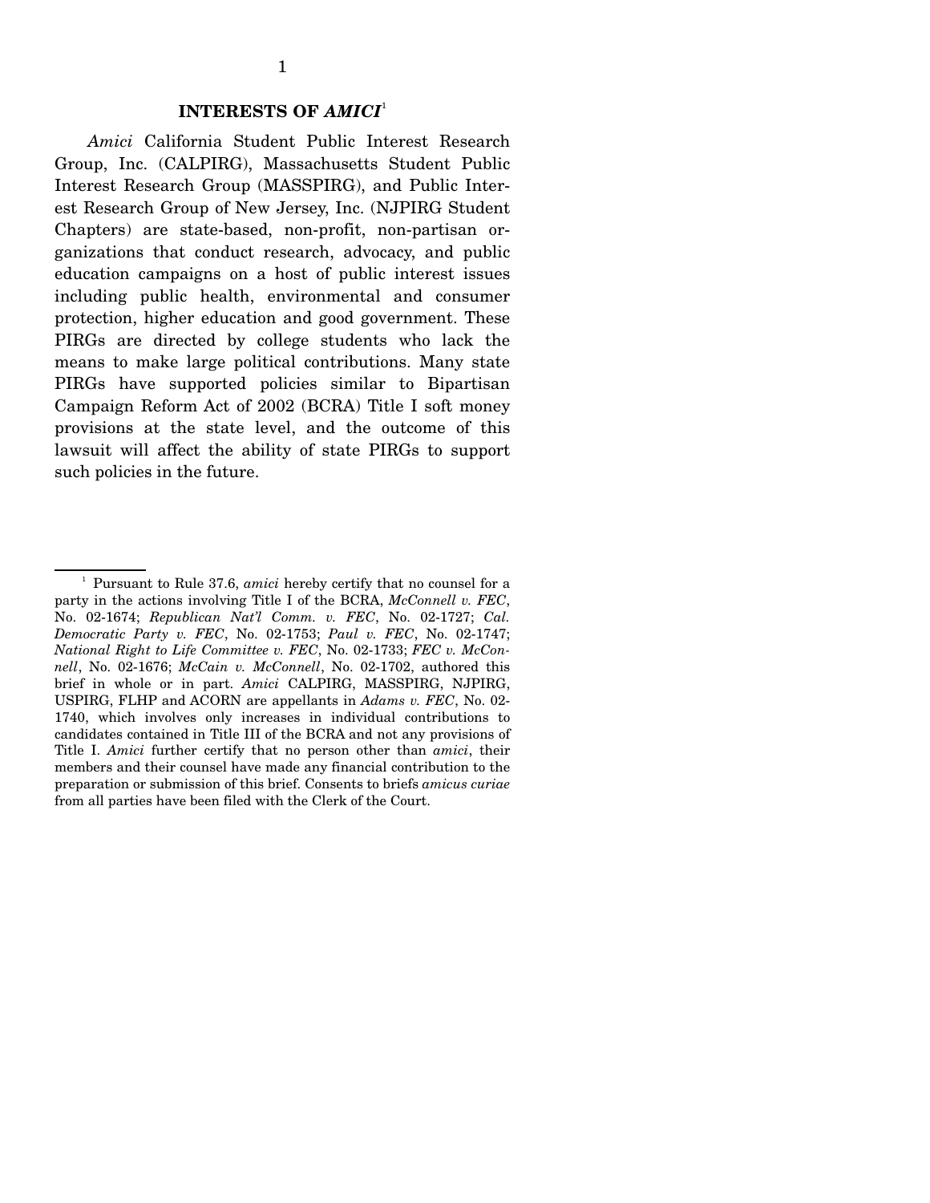## INTERESTS OF *AMICI*[1]

*Amici* California Student Public Interest Research Group, Inc. (CALPIRG), Massachusetts Student Public Interest Research Group (MASSPIRG), and Public Interest Research Group of New Jersey, Inc. (NJPIRG Student Chapters) are state-based, non-profit, non-partisan organizations that conduct research, advocacy, and public education campaigns on a host of public interest issues including public health, environmental and consumer protection, higher education and good government. These PIRGs are directed by college students who lack the means to make large political contributions. Many state PIRGs have supported policies similar to Bipartisan Campaign Reform Act of 2002 (BCRA) Title I soft money provisions at the state level, and the outcome of this lawsuit will affect the ability of state PIRGs to support such policies in the future.

---

[1] Pursuant to Rule 37.6, *amici* hereby certify that no counsel for a party in the actions involving Title I of the BCRA, *McConnell v. FEC*, No. 02-1674; *Republican Nat'l Comm. v. FEC*, No. 02-1727; *Cal. Democratic Party v. FEC*, No. 02-1753; *Paul v. FEC*, No. 02-1747; *National Right to Life Committee v. FEC*, No. 02-1733; *FEC v. McConnell*, No. 02-1676; *McCain v. McConnell*, No. 02-1702, authored this brief in whole or in part. *Amici* CALPIRG, MASSPIRG, NJPIRG, USPIRG, FLHP and ACORN are appellants in *Adams v. FEC*, No. 02-1740, which involves only increases in individual contributions to candidates contained in Title III of the BCRA and not any provisions of Title I. *Amici* further certify that no person other than *amici*, their members and their counsel have made any financial contribution to the preparation or submission of this brief. Consents to briefs *amicus curiae* from all parties have been filed with the Clerk of the Court.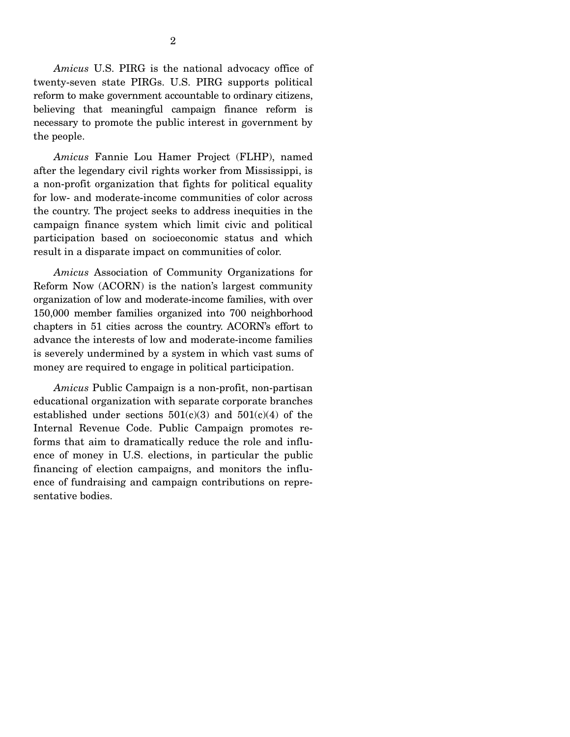*Amicus* U.S. PIRG is the national advocacy office of twenty-seven state PIRGs. U.S. PIRG supports political reform to make government accountable to ordinary citizens, believing that meaningful campaign finance reform is necessary to promote the public interest in government by the people.

*Amicus* Fannie Lou Hamer Project (FLHP), named after the legendary civil rights worker from Mississippi, is a non-profit organization that fights for political equality for low- and moderate-income communities of color across the country. The project seeks to address inequities in the campaign finance system which limit civic and political participation based on socioeconomic status and which result in a disparate impact on communities of color.

*Amicus* Association of Community Organizations for Reform Now (ACORN) is the nation's largest community organization of low and moderate-income families, with over 150,000 member families organized into 700 neighborhood chapters in 51 cities across the country. ACORN's effort to advance the interests of low and moderate-income families is severely undermined by a system in which vast sums of money are required to engage in political participation.

*Amicus* Public Campaign is a non-profit, non-partisan educational organization with separate corporate branches established under sections 501(c)(3) and 501(c)(4) of the Internal Revenue Code. Public Campaign promotes reforms that aim to dramatically reduce the role and influence of money in U.S. elections, in particular the public financing of election campaigns, and monitors the influence of fundraising and campaign contributions on representative bodies.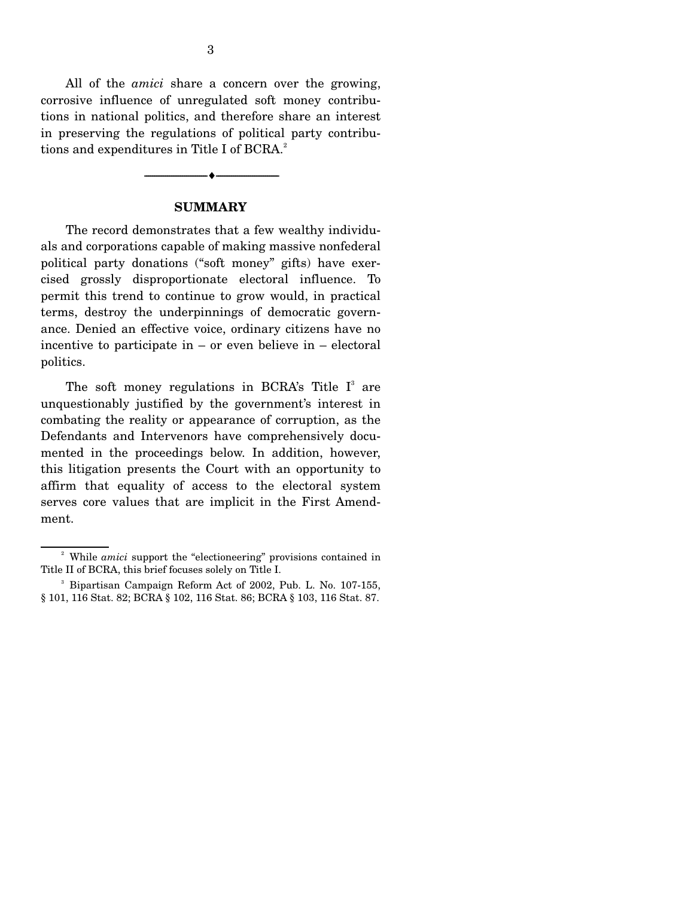All of the *amici* share a concern over the growing, corrosive influence of unregulated soft money contributions in national politics, and therefore share an interest in preserving the regulations of political party contributions and expenditures in Title I of BCRA.[2]

## SUMMARY

The record demonstrates that a few wealthy individuals and corporations capable of making massive nonfederal political party donations ("soft money" gifts) have exercised grossly disproportionate electoral influence. To permit this trend to continue to grow would, in practical terms, destroy the underpinnings of democratic governance. Denied an effective voice, ordinary citizens have no incentive to participate in – or even believe in – electoral politics.

The soft money regulations in BCRA's Title I[3] are unquestionably justified by the government's interest in combating the reality or appearance of corruption, as the Defendants and Intervenors have comprehensively documented in the proceedings below. In addition, however, this litigation presents the Court with an opportunity to affirm that equality of access to the electoral system serves core values that are implicit in the First Amendment.

---

[2] While *amici* support the "electioneering" provisions contained in Title II of BCRA, this brief focuses solely on Title I.

[3] Bipartisan Campaign Reform Act of 2002, Pub. L. No. 107-155, § 101, 116 Stat. 82; BCRA § 102, 116 Stat. 86; BCRA § 103, 116 Stat. 87.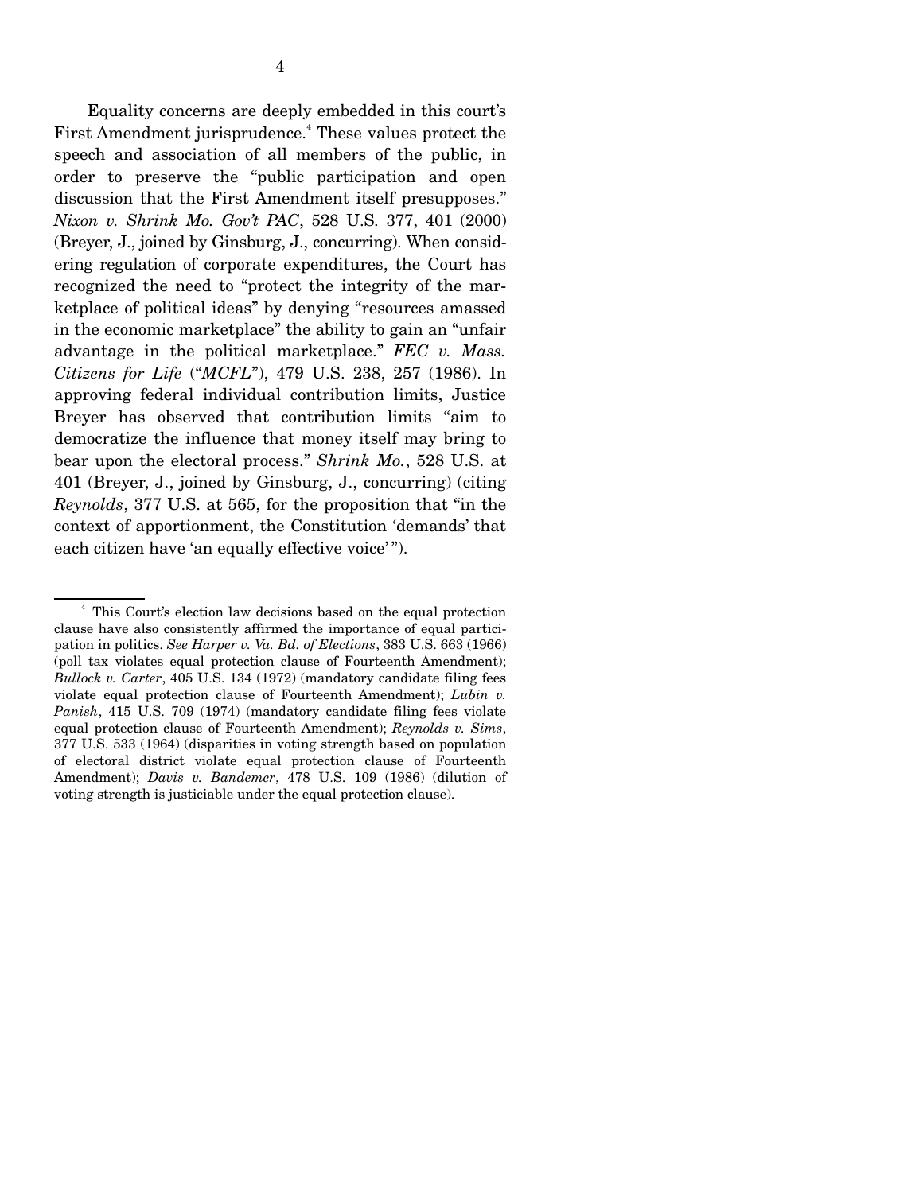Equality concerns are deeply embedded in this court's First Amendment jurisprudence.[4] These values protect the speech and association of all members of the public, in order to preserve the "public participation and open discussion that the First Amendment itself presupposes." *Nixon v. Shrink Mo. Gov't PAC*, 528 U.S. 377, 401 (2000) (Breyer, J., joined by Ginsburg, J., concurring). When considering regulation of corporate expenditures, the Court has recognized the need to "protect the integrity of the marketplace of political ideas" by denying "resources amassed in the economic marketplace" the ability to gain an "unfair advantage in the political marketplace." *FEC v. Mass. Citizens for Life* ("*MCFL*"), 479 U.S. 238, 257 (1986). In approving federal individual contribution limits, Justice Breyer has observed that contribution limits "aim to democratize the influence that money itself may bring to bear upon the electoral process." *Shrink Mo.*, 528 U.S. at 401 (Breyer, J., joined by Ginsburg, J., concurring) (citing *Reynolds*, 377 U.S. at 565, for the proposition that "in the context of apportionment, the Constitution 'demands' that each citizen have 'an equally effective voice'").

---

[4] This Court's election law decisions based on the equal protection clause have also consistently affirmed the importance of equal participation in politics. *See Harper v. Va. Bd. of Elections*, 383 U.S. 663 (1966) (poll tax violates equal protection clause of Fourteenth Amendment); *Bullock v. Carter*, 405 U.S. 134 (1972) (mandatory candidate filing fees violate equal protection clause of Fourteenth Amendment); *Lubin v. Panish*, 415 U.S. 709 (1974) (mandatory candidate filing fees violate equal protection clause of Fourteenth Amendment); *Reynolds v. Sims*, 377 U.S. 533 (1964) (disparities in voting strength based on population of electoral district violate equal protection clause of Fourteenth Amendment); *Davis v. Bandemer*, 478 U.S. 109 (1986) (dilution of voting strength is justiciable under the equal protection clause).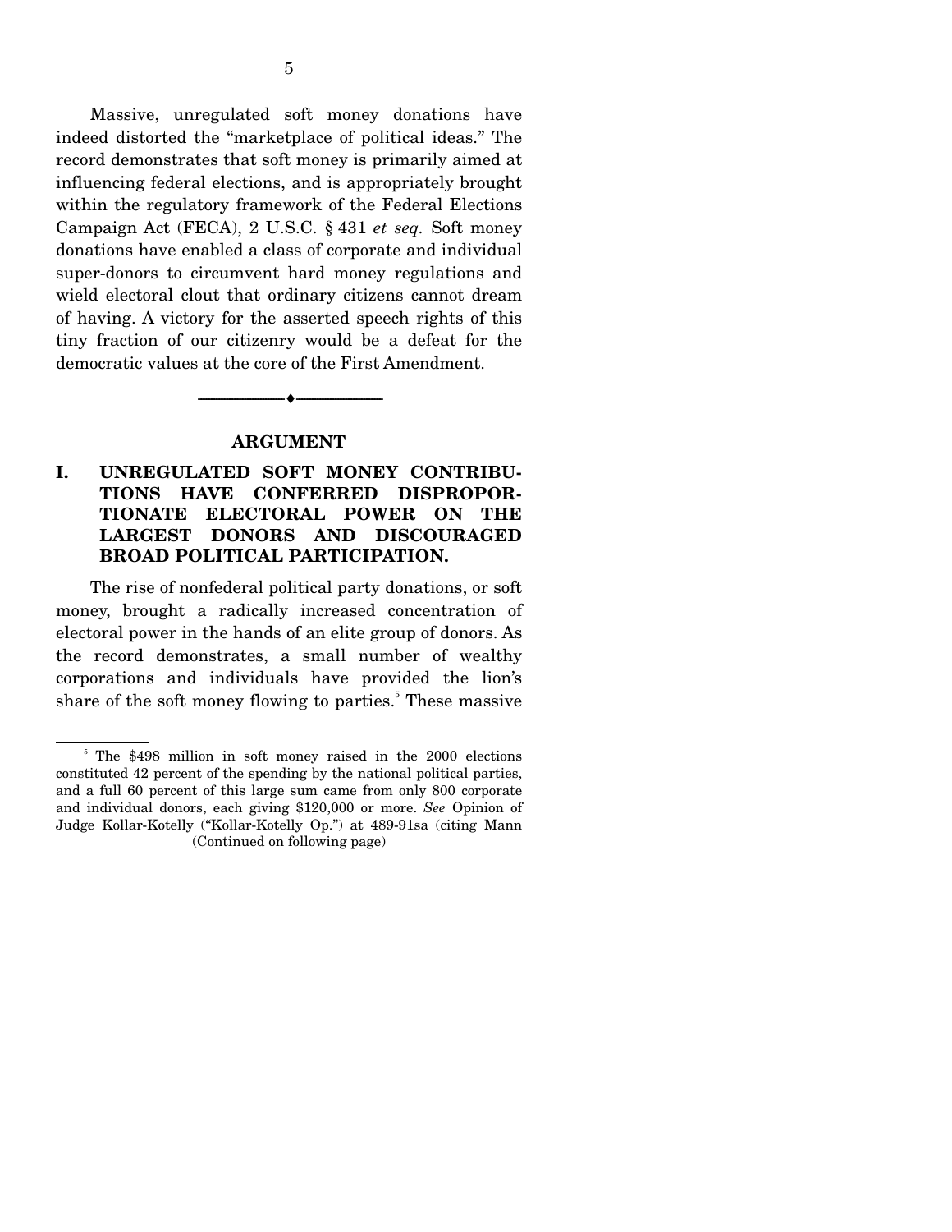Massive, unregulated soft money donations have indeed distorted the "marketplace of political ideas." The record demonstrates that soft money is primarily aimed at influencing federal elections, and is appropriately brought within the regulatory framework of the Federal Elections Campaign Act (FECA), 2 U.S.C. § 431 *et seq.* Soft money donations have enabled a class of corporate and individual super-donors to circumvent hard money regulations and wield electoral clout that ordinary citizens cannot dream of having. A victory for the asserted speech rights of this tiny fraction of our citizenry would be a defeat for the democratic values at the core of the First Amendment.

---

## ARGUMENT

### I. UNREGULATED SOFT MONEY CONTRIBUTIONS HAVE CONFERRED DISPROPORTIONATE ELECTORAL POWER ON THE LARGEST DONORS AND DISCOURAGED BROAD POLITICAL PARTICIPATION.

The rise of nonfederal political party donations, or soft money, brought a radically increased concentration of electoral power in the hands of an elite group of donors. As the record demonstrates, a small number of wealthy corporations and individuals have provided the lion's share of the soft money flowing to parties.[5] These massive

[5] The $498 million in soft money raised in the 2000 elections constituted 42 percent of the spending by the national political parties, and a full 60 percent of this large sum came from only 800 corporate and individual donors, each giving $120,000 or more. *See* Opinion of Judge Kollar-Kotelly ("Kollar-Kotelly Op.") at 489-91sa (citing Mann (Continued on following page)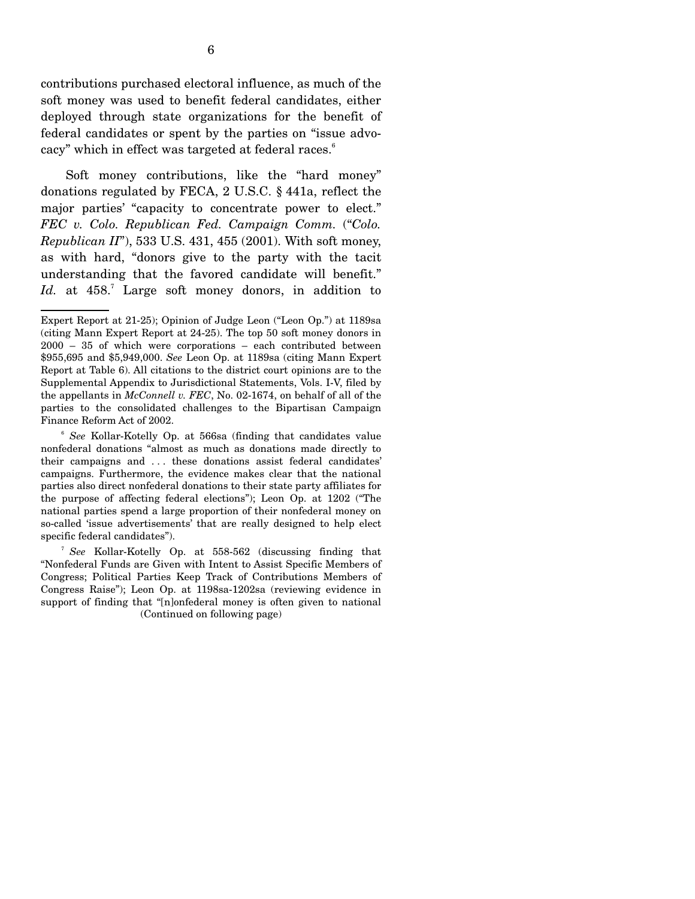contributions purchased electoral influence, as much of the soft money was used to benefit federal candidates, either deployed through state organizations for the benefit of federal candidates or spent by the parties on "issue advocacy" which in effect was targeted at federal races.[6]

Soft money contributions, like the "hard money" donations regulated by FECA, 2 U.S.C. § 441a, reflect the major parties' "capacity to concentrate power to elect." *FEC v. Colo. Republican Fed. Campaign Comm.* ("*Colo. Republican II*"), 533 U.S. 431, 455 (2001). With soft money, as with hard, "donors give to the party with the tacit understanding that the favored candidate will benefit." *Id.* at 458.[7] Large soft money donors, in addition to

---

Expert Report at 21-25); Opinion of Judge Leon ("Leon Op.") at 1189sa (citing Mann Expert Report at 24-25). The top 50 soft money donors in 2000 – 35 of which were corporations – each contributed between $955,695 and $5,949,000. *See* Leon Op. at 1189sa (citing Mann Expert Report at Table 6). All citations to the district court opinions are to the Supplemental Appendix to Jurisdictional Statements, Vols. I-V, filed by the appellants in *McConnell v. FEC*, No. 02-1674, on behalf of all of the parties to the consolidated challenges to the Bipartisan Campaign Finance Reform Act of 2002.

[6] *See* Kollar-Kotelly Op. at 566sa (finding that candidates value nonfederal donations "almost as much as donations made directly to their campaigns and . . . these donations assist federal candidates' campaigns. Furthermore, the evidence makes clear that the national parties also direct nonfederal donations to their state party affiliates for the purpose of affecting federal elections"); Leon Op. at 1202 ("The national parties spend a large proportion of their nonfederal money on so-called 'issue advertisements' that are really designed to help elect specific federal candidates").

[7] *See* Kollar-Kotelly Op. at 558-562 (discussing finding that "Nonfederal Funds are Given with Intent to Assist Specific Members of Congress; Political Parties Keep Track of Contributions Members of Congress Raise"); Leon Op. at 1198sa-1202sa (reviewing evidence in support of finding that "[n]onfederal money is often given to national

(Continued on following page)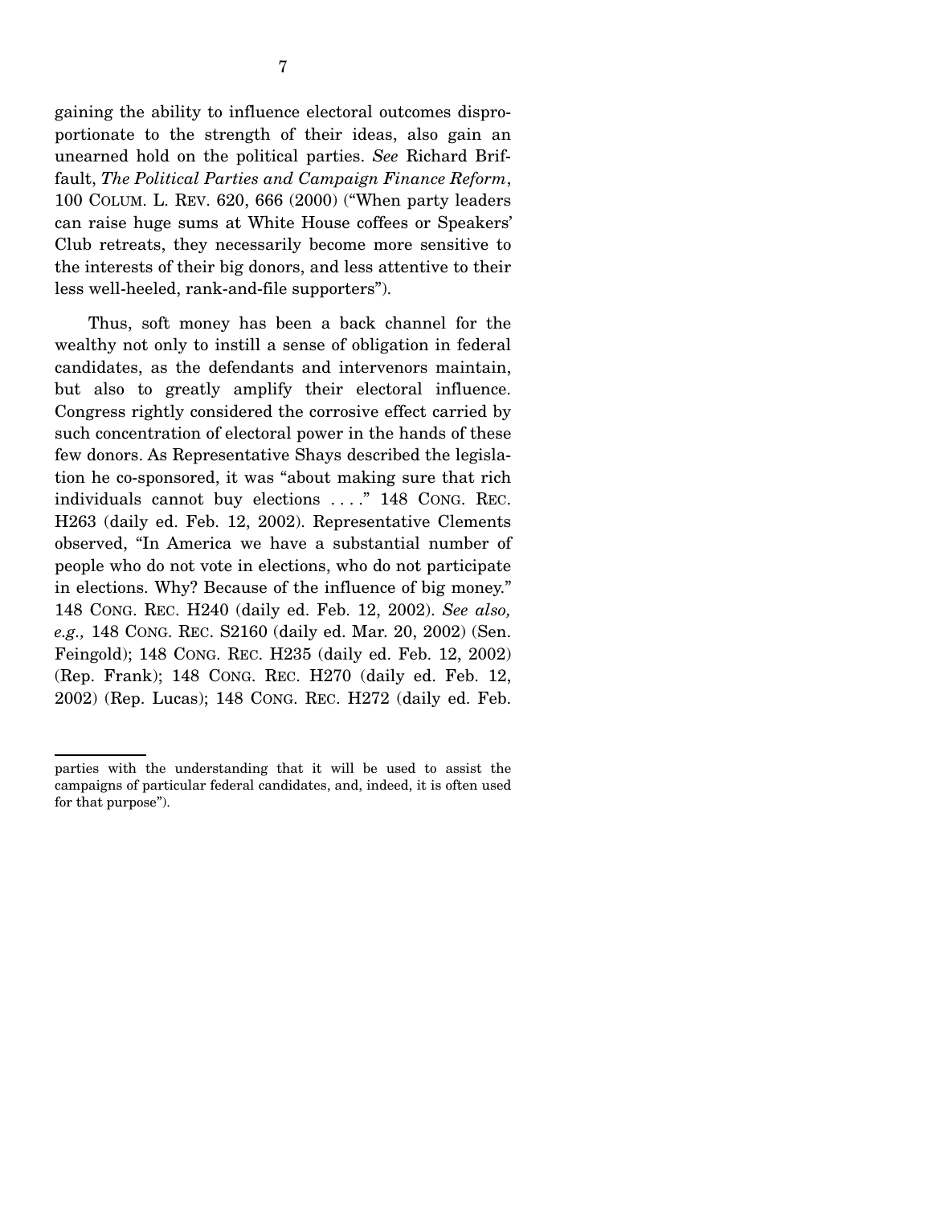gaining the ability to influence electoral outcomes disproportionate to the strength of their ideas, also gain an unearned hold on the political parties. *See* Richard Briffault, *The Political Parties and Campaign Finance Reform*, 100 COLUM. L. REV. 620, 666 (2000) ("When party leaders can raise huge sums at White House coffees or Speakers' Club retreats, they necessarily become more sensitive to the interests of their big donors, and less attentive to their less well-heeled, rank-and-file supporters").

Thus, soft money has been a back channel for the wealthy not only to instill a sense of obligation in federal candidates, as the defendants and intervenors maintain, but also to greatly amplify their electoral influence. Congress rightly considered the corrosive effect carried by such concentration of electoral power in the hands of these few donors. As Representative Shays described the legislation he co-sponsored, it was "about making sure that rich individuals cannot buy elections . . . ." 148 CONG. REC. H263 (daily ed. Feb. 12, 2002). Representative Clements observed, "In America we have a substantial number of people who do not vote in elections, who do not participate in elections. Why? Because of the influence of big money." 148 CONG. REC. H240 (daily ed. Feb. 12, 2002). *See also, e.g.,* 148 CONG. REC. S2160 (daily ed. Mar. 20, 2002) (Sen. Feingold); 148 CONG. REC. H235 (daily ed. Feb. 12, 2002) (Rep. Frank); 148 CONG. REC. H270 (daily ed. Feb. 12, 2002) (Rep. Lucas); 148 CONG. REC. H272 (daily ed. Feb.

---

parties with the understanding that it will be used to assist the campaigns of particular federal candidates, and, indeed, it is often used for that purpose").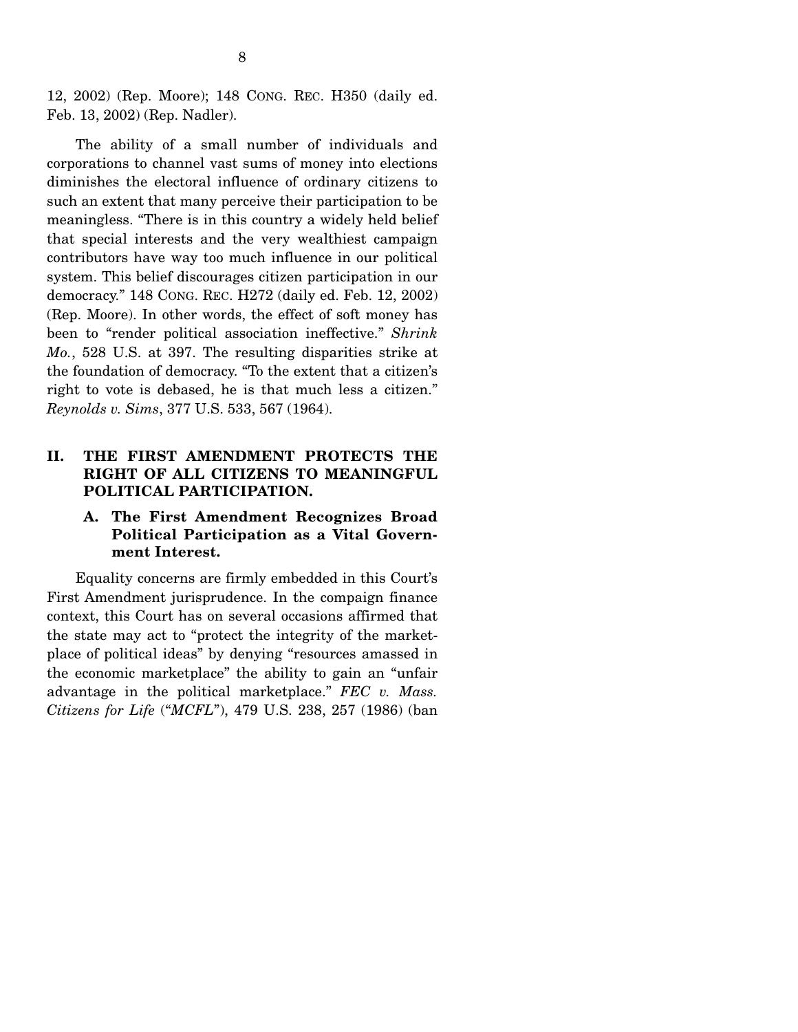12, 2002) (Rep. Moore); 148 CONG. REC. H350 (daily ed. Feb. 13, 2002) (Rep. Nadler).

The ability of a small number of individuals and corporations to channel vast sums of money into elections diminishes the electoral influence of ordinary citizens to such an extent that many perceive their participation to be meaningless. "There is in this country a widely held belief that special interests and the very wealthiest campaign contributors have way too much influence in our political system. This belief discourages citizen participation in our democracy." 148 CONG. REC. H272 (daily ed. Feb. 12, 2002) (Rep. Moore). In other words, the effect of soft money has been to "render political association ineffective." *Shrink Mo.*, 528 U.S. at 397. The resulting disparities strike at the foundation of democracy. "To the extent that a citizen's right to vote is debased, he is that much less a citizen." *Reynolds v. Sims*, 377 U.S. 533, 567 (1964).

## II. THE FIRST AMENDMENT PROTECTS THE RIGHT OF ALL CITIZENS TO MEANINGFUL POLITICAL PARTICIPATION.

### A. The First Amendment Recognizes Broad Political Participation as a Vital Government Interest.

Equality concerns are firmly embedded in this Court's First Amendment jurisprudence. In the compaign finance context, this Court has on several occasions affirmed that the state may act to "protect the integrity of the marketplace of political ideas" by denying "resources amassed in the economic marketplace" the ability to gain an "unfair advantage in the political marketplace." ***FEC v. Mass. Citizens for Life*** ("*MCFL*"), 479 U.S. 238, 257 (1986) (ban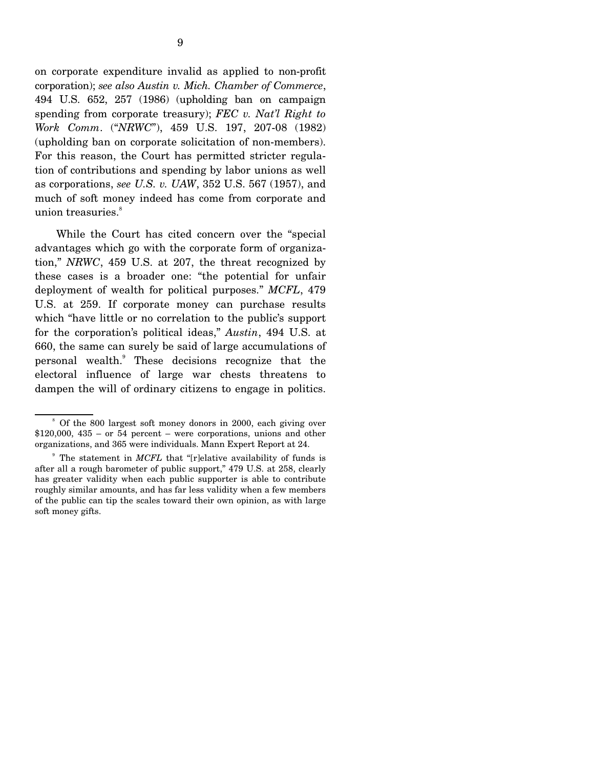on corporate expenditure invalid as applied to non-profit corporation); *see also Austin v. Mich. Chamber of Commerce*, 494 U.S. 652, 257 (1986) (upholding ban on campaign spending from corporate treasury); *FEC v. Nat'l Right to Work Comm*. ("*NRWC*"), 459 U.S. 197, 207-08 (1982) (upholding ban on corporate solicitation of non-members). For this reason, the Court has permitted stricter regulation of contributions and spending by labor unions as well as corporations, *see U.S. v. UAW*, 352 U.S. 567 (1957), and much of soft money indeed has come from corporate and union treasuries.[8]

While the Court has cited concern over the "special advantages which go with the corporate form of organization," *NRWC*, 459 U.S. at 207, the threat recognized by these cases is a broader one: "the potential for unfair deployment of wealth for political purposes." *MCFL*, 479 U.S. at 259. If corporate money can purchase results which "have little or no correlation to the public's support for the corporation's political ideas," *Austin*, 494 U.S. at 660, the same can surely be said of large accumulations of personal wealth.[9] These decisions recognize that the electoral influence of large war chests threatens to dampen the will of ordinary citizens to engage in politics.

---

[8] Of the 800 largest soft money donors in 2000, each giving over $120,000, 435 – or 54 percent – were corporations, unions and other organizations, and 365 were individuals. Mann Expert Report at 24.

[9] The statement in *MCFL* that "[r]elative availability of funds is after all a rough barometer of public support," 479 U.S. at 258, clearly has greater validity when each public supporter is able to contribute roughly similar amounts, and has far less validity when a few members of the public can tip the scales toward their own opinion, as with large soft money gifts.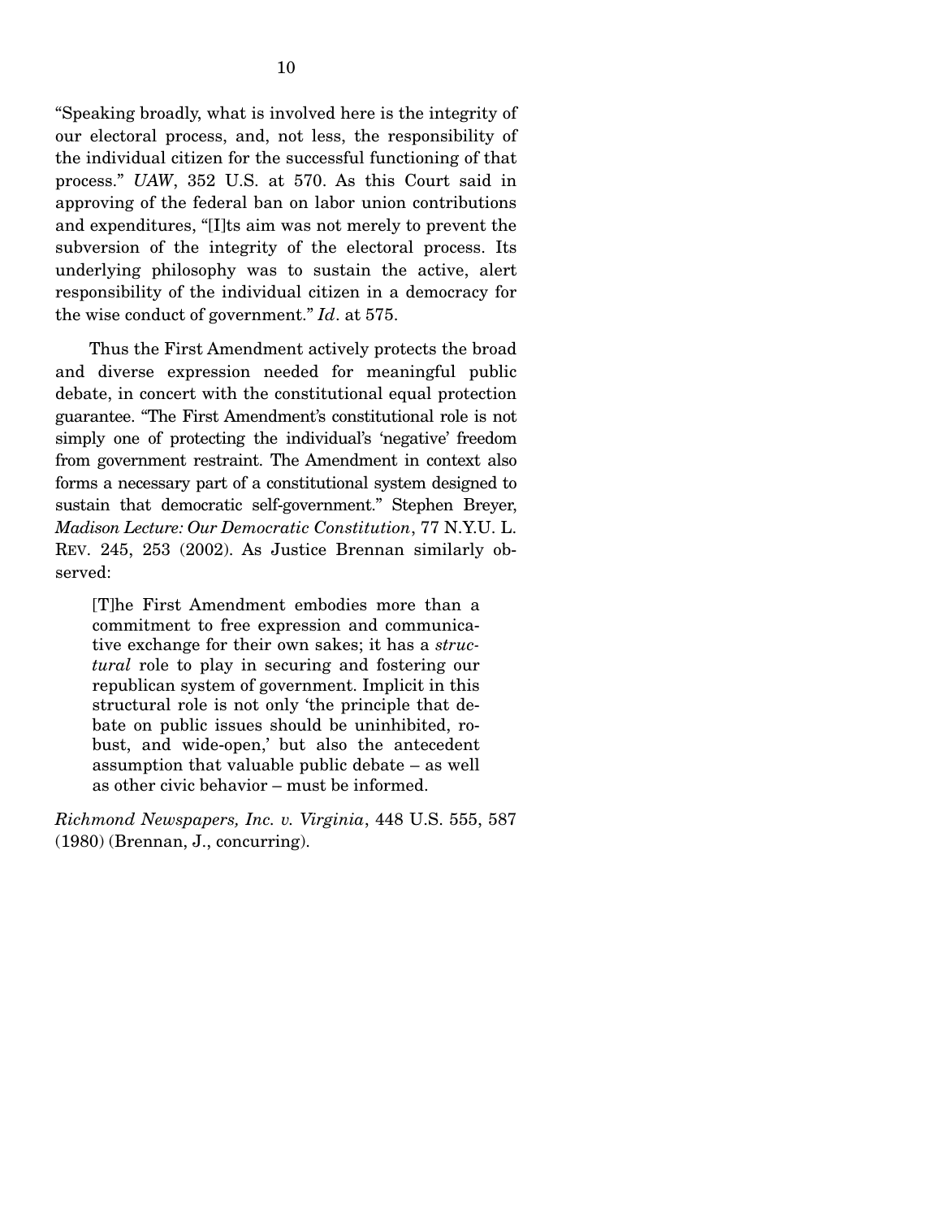"Speaking broadly, what is involved here is the integrity of our electoral process, and, not less, the responsibility of the individual citizen for the successful functioning of that process." *UAW*, 352 U.S. at 570. As this Court said in approving of the federal ban on labor union contributions and expenditures, "[I]ts aim was not merely to prevent the subversion of the integrity of the electoral process. Its underlying philosophy was to sustain the active, alert responsibility of the individual citizen in a democracy for the wise conduct of government." *Id*. at 575.

Thus the First Amendment actively protects the broad and diverse expression needed for meaningful public debate, in concert with the constitutional equal protection guarantee. "The First Amendment's constitutional role is not simply one of protecting the individual's 'negative' freedom from government restraint. The Amendment in context also forms a necessary part of a constitutional system designed to sustain that democratic self-government." Stephen Breyer, *Madison Lecture: Our Democratic Constitution*, 77 N.Y.U. L. REV. 245, 253 (2002). As Justice Brennan similarly observed:

> [T]he First Amendment embodies more than a commitment to free expression and communicative exchange for their own sakes; it has a *structural* role to play in securing and fostering our republican system of government. Implicit in this structural role is not only 'the principle that debate on public issues should be uninhibited, robust, and wide-open,' but also the antecedent assumption that valuable public debate – as well as other civic behavior – must be informed.

*Richmond Newspapers, Inc. v. Virginia*, 448 U.S. 555, 587 (1980) (Brennan, J., concurring).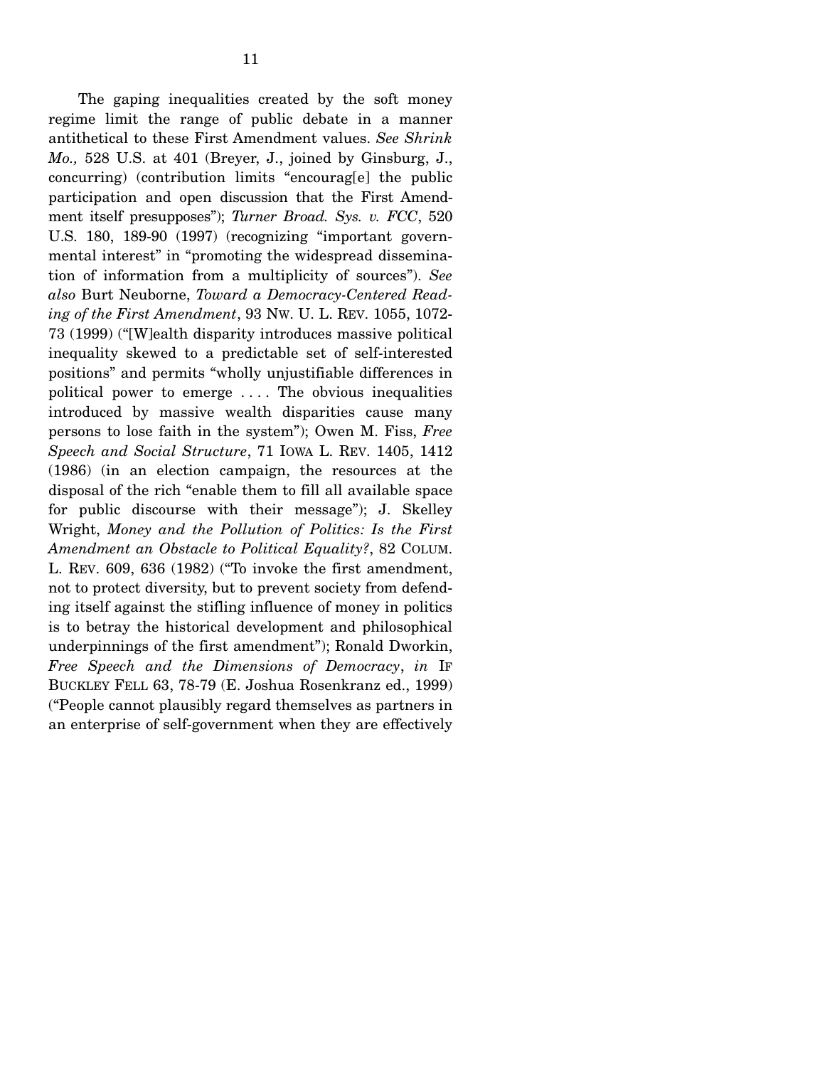The gaping inequalities created by the soft money regime limit the range of public debate in a manner antithetical to these First Amendment values. *See Shrink Mo.,* 528 U.S. at 401 (Breyer, J., joined by Ginsburg, J., concurring) (contribution limits "encourag[e] the public participation and open discussion that the First Amendment itself presupposes"); *Turner Broad. Sys. v. FCC*, 520 U.S. 180, 189-90 (1997) (recognizing "important governmental interest" in "promoting the widespread dissemination of information from a multiplicity of sources"). *See also* Burt Neuborne, *Toward a Democracy-Centered Reading of the First Amendment*, 93 NW. U. L. REV. 1055, 1072-73 (1999) ("[W]ealth disparity introduces massive political inequality skewed to a predictable set of self-interested positions" and permits "wholly unjustifiable differences in political power to emerge . . . . The obvious inequalities introduced by massive wealth disparities cause many persons to lose faith in the system"); Owen M. Fiss, *Free Speech and Social Structure*, 71 IOWA L. REV. 1405, 1412 (1986) (in an election campaign, the resources at the disposal of the rich "enable them to fill all available space for public discourse with their message"); J. Skelley Wright, *Money and the Pollution of Politics: Is the First Amendment an Obstacle to Political Equality?*, 82 COLUM. L. REV. 609, 636 (1982) ("To invoke the first amendment, not to protect diversity, but to prevent society from defending itself against the stifling influence of money in politics is to betray the historical development and philosophical underpinnings of the first amendment"); Ronald Dworkin, *Free Speech and the Dimensions of Democracy*, *in* IF BUCKLEY FELL 63, 78-79 (E. Joshua Rosenkranz ed., 1999) ("People cannot plausibly regard themselves as partners in an enterprise of self-government when they are effectively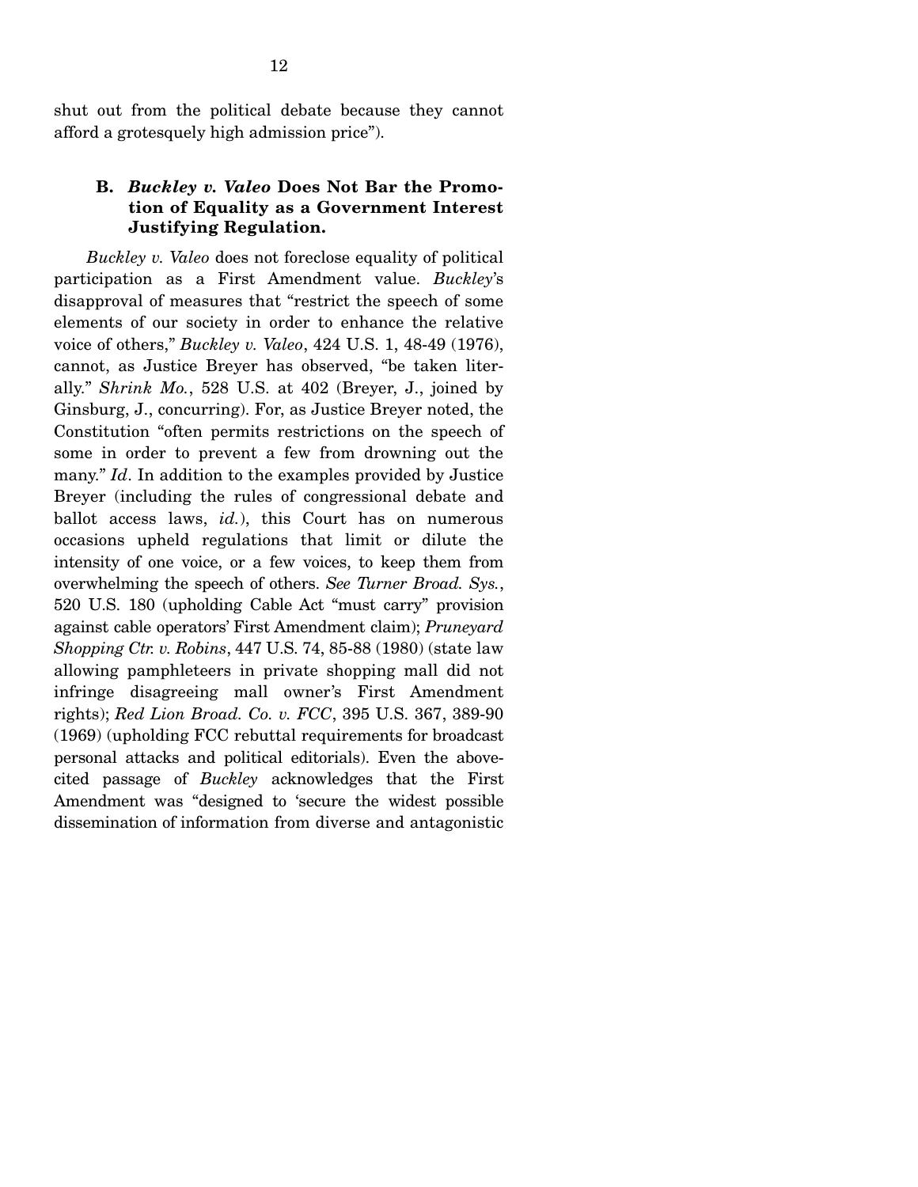shut out from the political debate because they cannot afford a grotesquely high admission price").

### B. *Buckley v. Valeo* Does Not Bar the Promotion of Equality as a Government Interest Justifying Regulation.

*Buckley v. Valeo* does not foreclose equality of political participation as a First Amendment value. *Buckley*'s disapproval of measures that "restrict the speech of some elements of our society in order to enhance the relative voice of others," *Buckley v. Valeo*, 424 U.S. 1, 48-49 (1976), cannot, as Justice Breyer has observed, "be taken literally." *Shrink Mo.*, 528 U.S. at 402 (Breyer, J., joined by Ginsburg, J., concurring). For, as Justice Breyer noted, the Constitution "often permits restrictions on the speech of some in order to prevent a few from drowning out the many." *Id*. In addition to the examples provided by Justice Breyer (including the rules of congressional debate and ballot access laws, *id.*), this Court has on numerous occasions upheld regulations that limit or dilute the intensity of one voice, or a few voices, to keep them from overwhelming the speech of others. *See Turner Broad. Sys.*, 520 U.S. 180 (upholding Cable Act "must carry" provision against cable operators' First Amendment claim); *Pruneyard Shopping Ctr. v. Robins*, 447 U.S. 74, 85-88 (1980) (state law allowing pamphleteers in private shopping mall did not infringe disagreeing mall owner's First Amendment rights); *Red Lion Broad. Co. v. FCC*, 395 U.S. 367, 389-90 (1969) (upholding FCC rebuttal requirements for broadcast personal attacks and political editorials). Even the above-cited passage of *Buckley* acknowledges that the First Amendment was "designed to 'secure the widest possible dissemination of information from diverse and antagonistic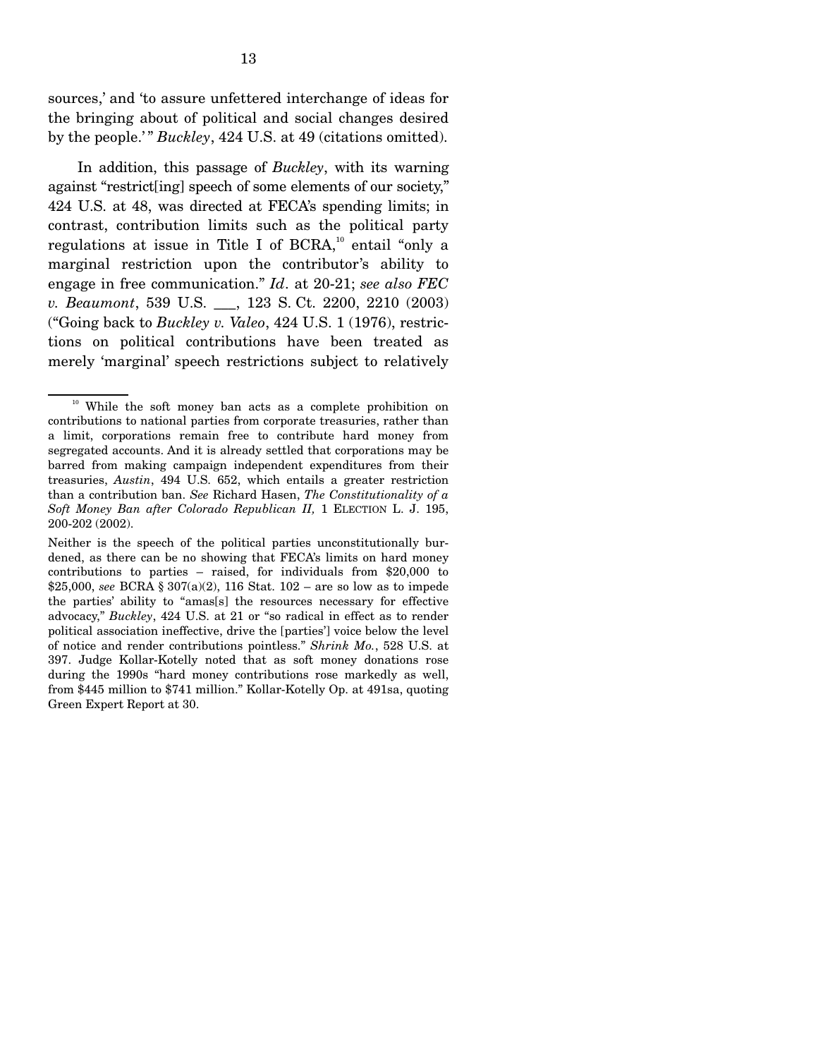sources,' and 'to assure unfettered interchange of ideas for the bringing about of political and social changes desired by the people.'" *Buckley*, 424 U.S. at 49 (citations omitted).

In addition, this passage of *Buckley*, with its warning against "restrict[ing] speech of some elements of our society," 424 U.S. at 48, was directed at FECA's spending limits; in contrast, contribution limits such as the political party regulations at issue in Title I of BCRA,[10] entail "only a marginal restriction upon the contributor's ability to engage in free communication." *Id*. at 20-21; *see also FEC v. Beaumont*, 539 U.S. ___, 123 S. Ct. 2200, 2210 (2003) ("Going back to *Buckley v. Valeo*, 424 U.S. 1 (1976), restrictions on political contributions have been treated as merely 'marginal' speech restrictions subject to relatively

---

[10] While the soft money ban acts as a complete prohibition on contributions to national parties from corporate treasuries, rather than a limit, corporations remain free to contribute hard money from segregated accounts. And it is already settled that corporations may be barred from making campaign independent expenditures from their treasuries, *Austin*, 494 U.S. 652, which entails a greater restriction than a contribution ban. *See* Richard Hasen, *The Constitutionality of a Soft Money Ban after Colorado Republican II,* 1 ELECTION L. J. 195, 200-202 (2002).

Neither is the speech of the political parties unconstitutionally burdened, as there can be no showing that FECA's limits on hard money contributions to parties – raised, for individuals from $20,000 to $25,000, *see* BCRA § 307(a)(2), 116 Stat. 102 – are so low as to impede the parties' ability to "amas[s] the resources necessary for effective advocacy," *Buckley*, 424 U.S. at 21 or "so radical in effect as to render political association ineffective, drive the [parties'] voice below the level of notice and render contributions pointless." *Shrink Mo.*, 528 U.S. at 397. Judge Kollar-Kotelly noted that as soft money donations rose during the 1990s "hard money contributions rose markedly as well, from $445 million to $741 million." Kollar-Kotelly Op. at 491sa, quoting Green Expert Report at 30.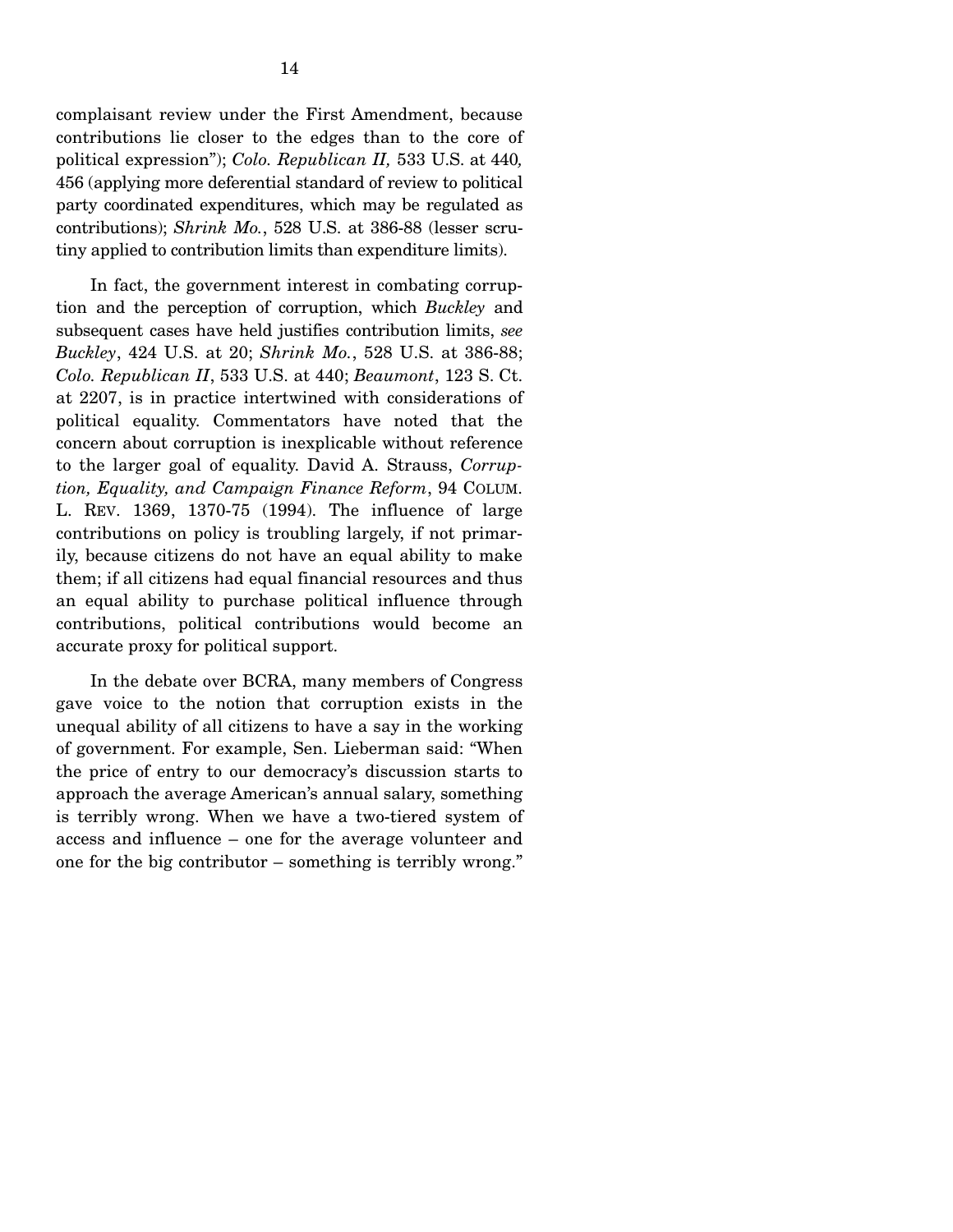complaisant review under the First Amendment, because contributions lie closer to the edges than to the core of political expression"); *Colo. Republican II,* 533 U.S. at 440*,* 456 (applying more deferential standard of review to political party coordinated expenditures, which may be regulated as contributions); *Shrink Mo.*, 528 U.S. at 386-88 (lesser scrutiny applied to contribution limits than expenditure limits).

In fact, the government interest in combating corruption and the perception of corruption, which *Buckley* and subsequent cases have held justifies contribution limits, *see Buckley*, 424 U.S. at 20; *Shrink Mo.*, 528 U.S. at 386-88; *Colo. Republican II*, 533 U.S. at 440; *Beaumont*, 123 S. Ct. at 2207, is in practice intertwined with considerations of political equality. Commentators have noted that the concern about corruption is inexplicable without reference to the larger goal of equality. David A. Strauss, *Corruption, Equality, and Campaign Finance Reform*, 94 COLUM. L. REV. 1369, 1370-75 (1994). The influence of large contributions on policy is troubling largely, if not primarily, because citizens do not have an equal ability to make them; if all citizens had equal financial resources and thus an equal ability to purchase political influence through contributions, political contributions would become an accurate proxy for political support.

In the debate over BCRA, many members of Congress gave voice to the notion that corruption exists in the unequal ability of all citizens to have a say in the working of government. For example, Sen. Lieberman said: "When the price of entry to our democracy's discussion starts to approach the average American's annual salary, something is terribly wrong. When we have a two-tiered system of access and influence – one for the average volunteer and one for the big contributor – something is terribly wrong."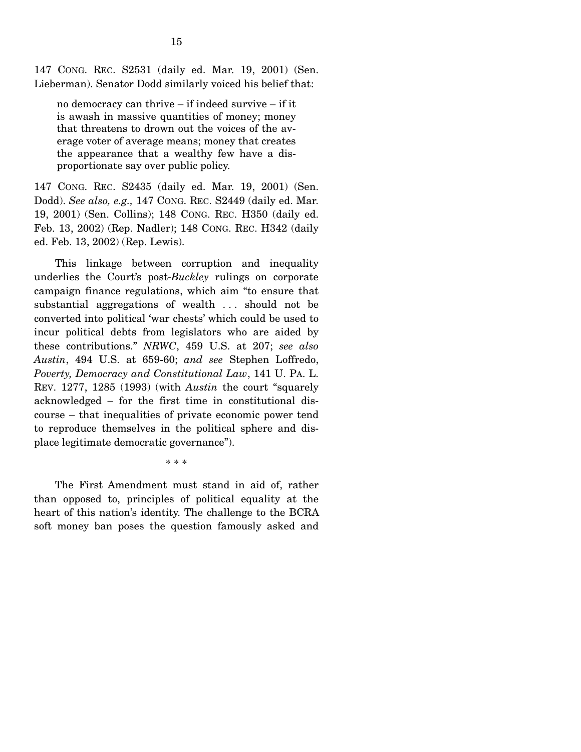147 CONG. REC. S2531 (daily ed. Mar. 19, 2001) (Sen. Lieberman). Senator Dodd similarly voiced his belief that:

> no democracy can thrive – if indeed survive – if it is awash in massive quantities of money; money that threatens to drown out the voices of the average voter of average means; money that creates the appearance that a wealthy few have a disproportionate say over public policy.

147 CONG. REC. S2435 (daily ed. Mar. 19, 2001) (Sen. Dodd). *See also, e.g.,* 147 CONG. REC. S2449 (daily ed. Mar. 19, 2001) (Sen. Collins); 148 CONG. REC. H350 (daily ed. Feb. 13, 2002) (Rep. Nadler); 148 CONG. REC. H342 (daily ed. Feb. 13, 2002) (Rep. Lewis).

This linkage between corruption and inequality underlies the Court's post-*Buckley* rulings on corporate campaign finance regulations, which aim "to ensure that substantial aggregations of wealth . . . should not be converted into political 'war chests' which could be used to incur political debts from legislators who are aided by these contributions." *NRWC*, 459 U.S. at 207; *see also Austin*, 494 U.S. at 659-60; *and see* Stephen Loffredo, *Poverty, Democracy and Constitutional Law*, 141 U. PA. L. REV. 1277, 1285 (1993) (with *Austin* the court "squarely acknowledged – for the first time in constitutional discourse – that inequalities of private economic power tend to reproduce themselves in the political sphere and displace legitimate democratic governance").

\* \* \*

The First Amendment must stand in aid of, rather than opposed to, principles of political equality at the heart of this nation's identity. The challenge to the BCRA soft money ban poses the question famously asked and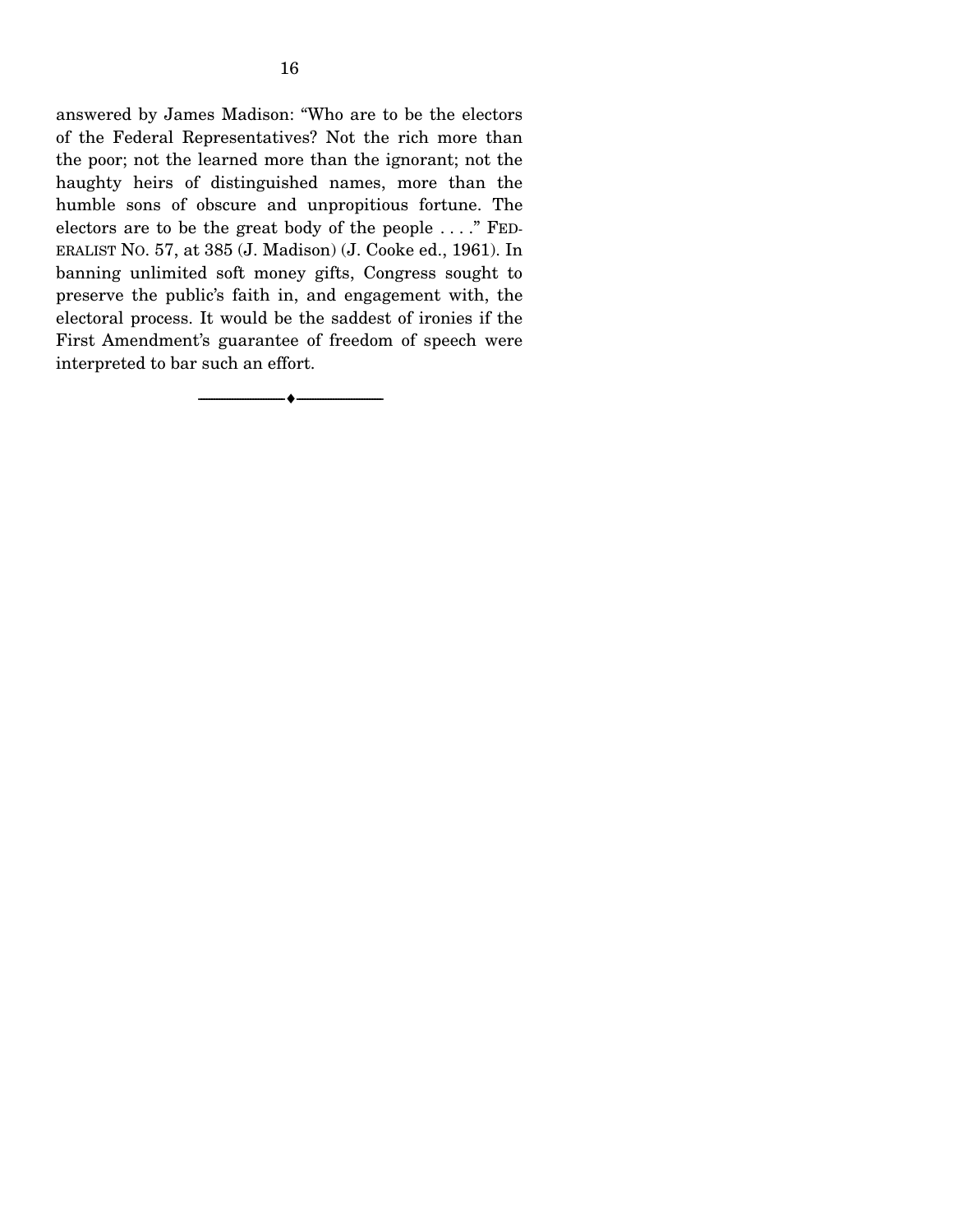answered by James Madison: "Who are to be the electors of the Federal Representatives? Not the rich more than the poor; not the learned more than the ignorant; not the haughty heirs of distinguished names, more than the humble sons of obscure and unpropitious fortune. The electors are to be the great body of the people . . . ." FEDERALIST NO. 57, at 385 (J. Madison) (J. Cooke ed., 1961). In banning unlimited soft money gifts, Congress sought to preserve the public's faith in, and engagement with, the electoral process. It would be the saddest of ironies if the First Amendment's guarantee of freedom of speech were interpreted to bar such an effort.

---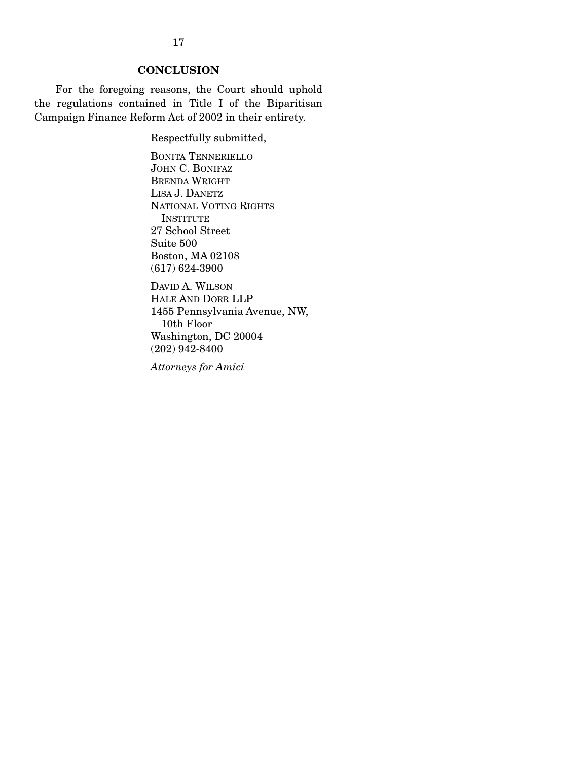## CONCLUSION

For the foregoing reasons, the Court should uphold the regulations contained in Title I of the Biparitisan Campaign Finance Reform Act of 2002 in their entirety.

Respectfully submitted,

BONITA TENNERIELLO
JOHN C. BONIFAZ
BRENDA WRIGHT
LISA J. DANETZ
NATIONAL VOTING RIGHTS INSTITUTE
27 School Street
Suite 500
Boston, MA 02108
(617) 624-3900

DAVID A. WILSON
HALE AND DORR LLP
1455 Pennsylvania Avenue, NW, 10th Floor
Washington, DC 20004
(202) 942-8400

*Attorneys for Amici*